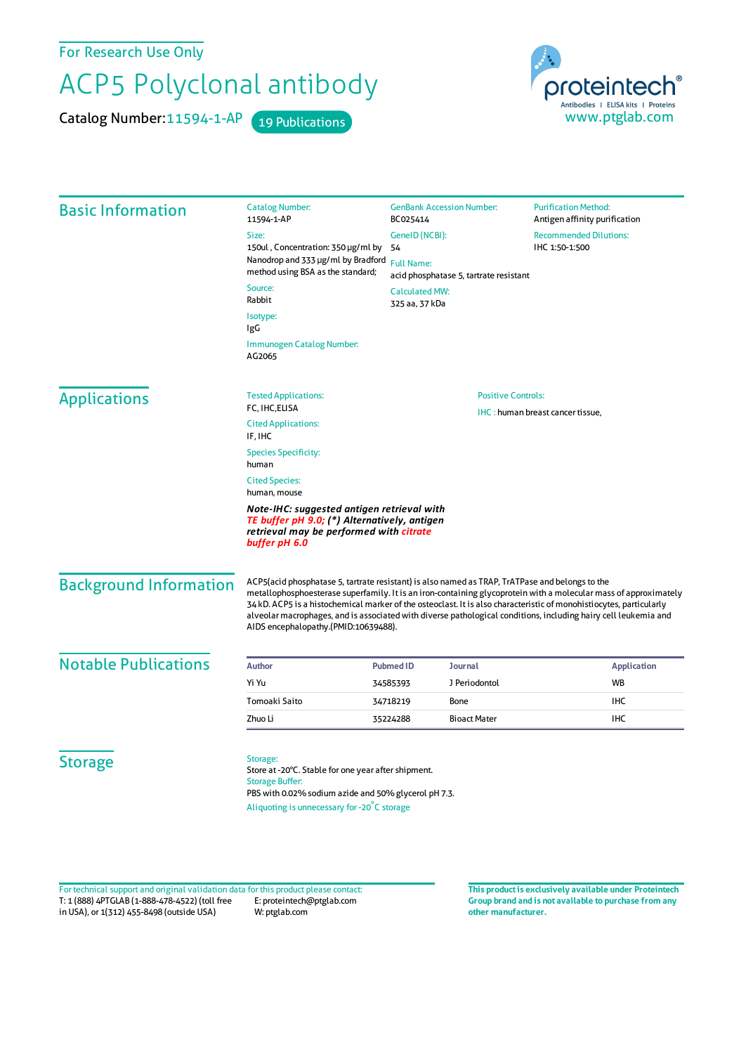For Research Use Only

# ACP5 Polyclonal antibody

Catalog Number: 11594-1-AP    19 Publications

proteintech® Antibodies | ELISA kits | Proteins
www.ptglab.com

## Basic Information

Catalog Number:
11594-1-AP

Size:
150ul , Concentration: 350 μg/ml by Nanodrop and 333 μg/ml by Bradford method using BSA as the standard;

Source:
Rabbit

Isotype:
IgG

Immunogen Catalog Number:
AG2065

GenBank Accession Number:
BC025414

GeneID (NCBI):
54

Full Name:
acid phosphatase 5, tartrate resistant

Calculated MW:
325 aa, 37 kDa

Purification Method:
Antigen affinity purification

Recommended Dilutions:
IHC 1:50-1:500

## Applications

Tested Applications:
FC, IHC,ELISA

Cited Applications:
IF, IHC

Species Specificity:
human

Cited Species:
human, mouse

***Note-IHC: suggested antigen retrieval with TE buffer pH 9.0; (*) Alternatively, antigen retrieval may be performed with citrate buffer pH 6.0***

Positive Controls:

IHC : human breast cancer tissue,

## Background Information

ACP5(acid phosphatase 5, tartrate resistant) is also named as TRAP, TrATPase and belongs to the metallophosphoesterase superfamily. It is an iron-containing glycoprotein with a molecular mass of approximately 34 kD. ACP5 is a histochemical marker of the osteoclast. It is also characteristic of monohistiocytes, particularly alveolar macrophages, and is associated with diverse pathological conditions, including hairy cell leukemia and AIDS encephalopathy.(PMID:10639488).

## Notable Publications

| Author | Pubmed ID | Journal | Application |
|---|---|---|---|
| Yi Yu | 34585393 | J Periodontol | WB |
| Tomoaki Saito | 34718219 | Bone | IHC |
| Zhuo Li | 35224288 | Bioact Mater | IHC |

## Storage

Storage:
Store at -20°C. Stable for one year after shipment.

Storage Buffer:
PBS with 0.02% sodium azide and 50% glycerol pH 7.3.

Aliquoting is unnecessary for -20°C storage

For technical support and original validation data for this product please contact:
T: 1 (888) 4PTGLAB (1-888-478-4522) (toll free in USA), or 1(312) 455-8498 (outside USA)
E: proteintech@ptglab.com
W: ptglab.com

**This product is exclusively available under Proteintech Group brand and is not available to purchase from any other manufacturer.**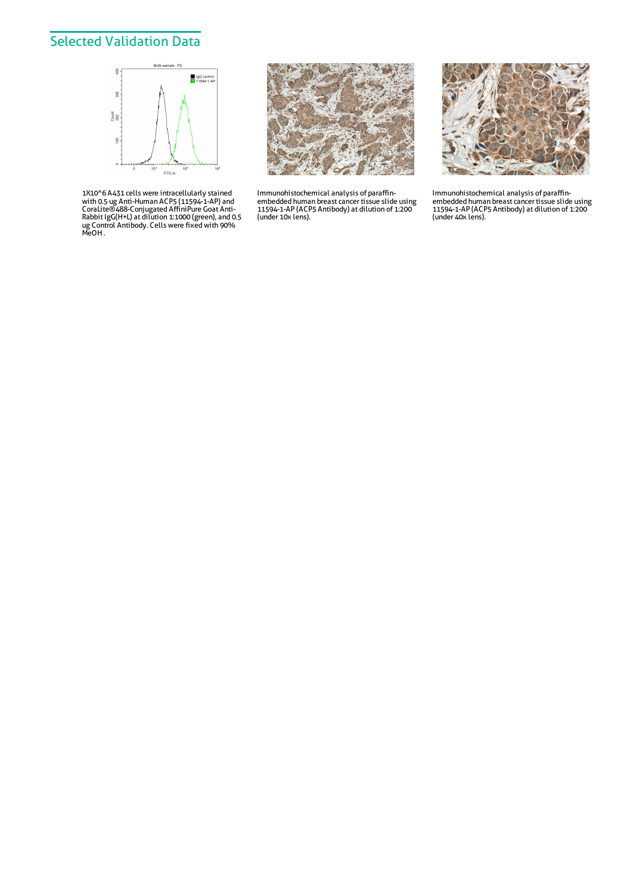## Selected Validation Data

Multi-sample : P2

IgG control

11594-1-AP

Count

FITC-A

1X10^6 A431 cells were intracellularly stained with 0.5 ug Anti-Human ACP5 (11594-1-AP) and CoraLite®488-Conjugated AffiniPure Goat Anti-Rabbit IgG(H+L) at dilution 1:1000 (green), and 0.5 ug Control Antibody. Cells were fixed with 90% MeOH.

Immunohistochemical analysis of paraffin-embedded human breast cancer tissue slide using 11594-1-AP (ACP5 Antibody) at dilution of 1:200 (under 10x lens).

Immunohistochemical analysis of paraffin-embedded human breast cancer tissue slide using 11594-1-AP (ACP5 Antibody) at dilution of 1:200 (under 40x lens).